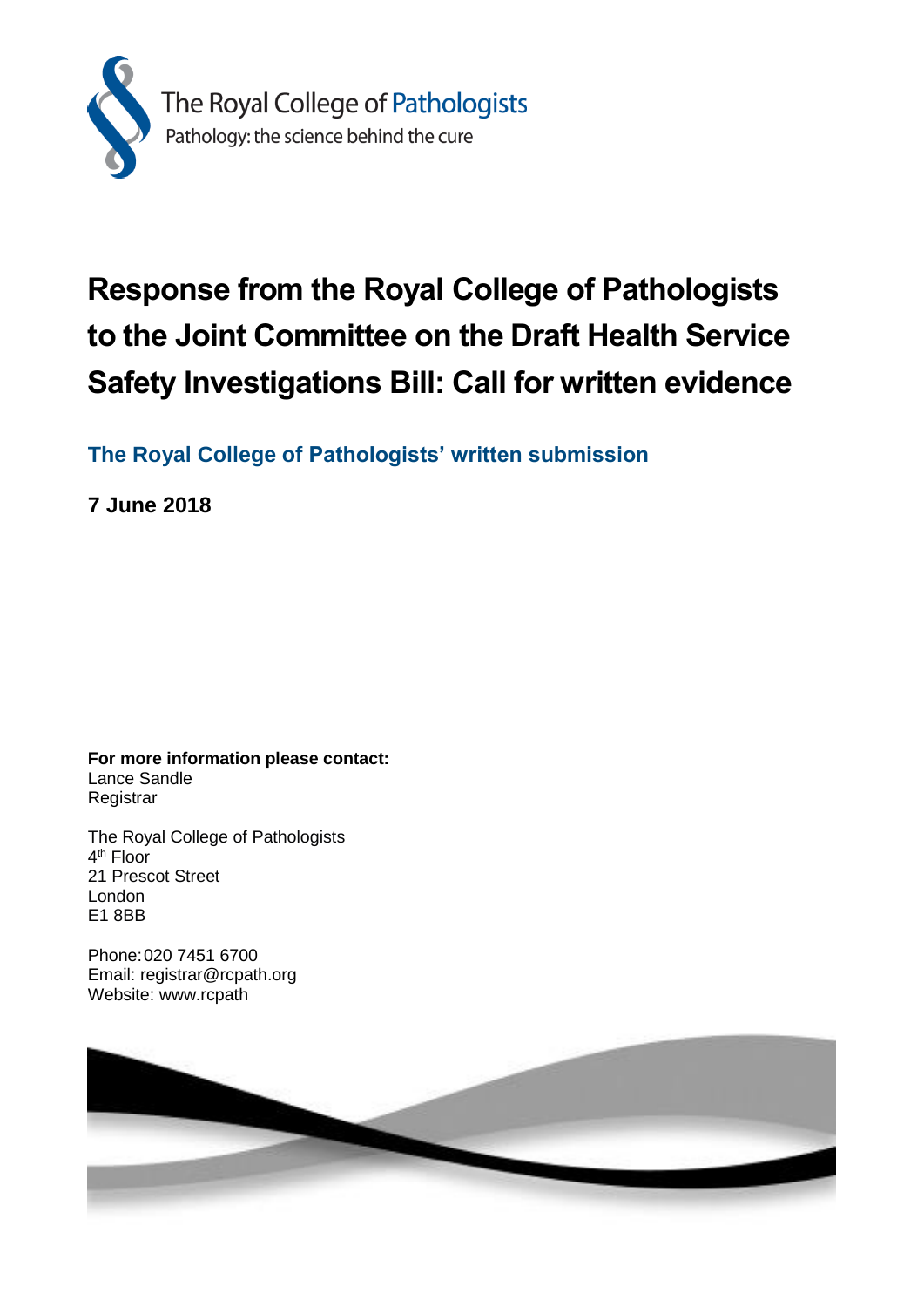The Royal College of Pathologists
Pathology: the science behind the cure

# Response from the Royal College of Pathologists to the Joint Committee on the Draft Health Service Safety Investigations Bill: Call for written evidence

## The Royal College of Pathologists' written submission

**7 June 2018**

**For more information please contact:**
Lance Sandle
Registrar

The Royal College of Pathologists
4th Floor
21 Prescot Street
London
E1 8BB

Phone: 020 7451 6700
Email: registrar@rcpath.org
Website: www.rcpath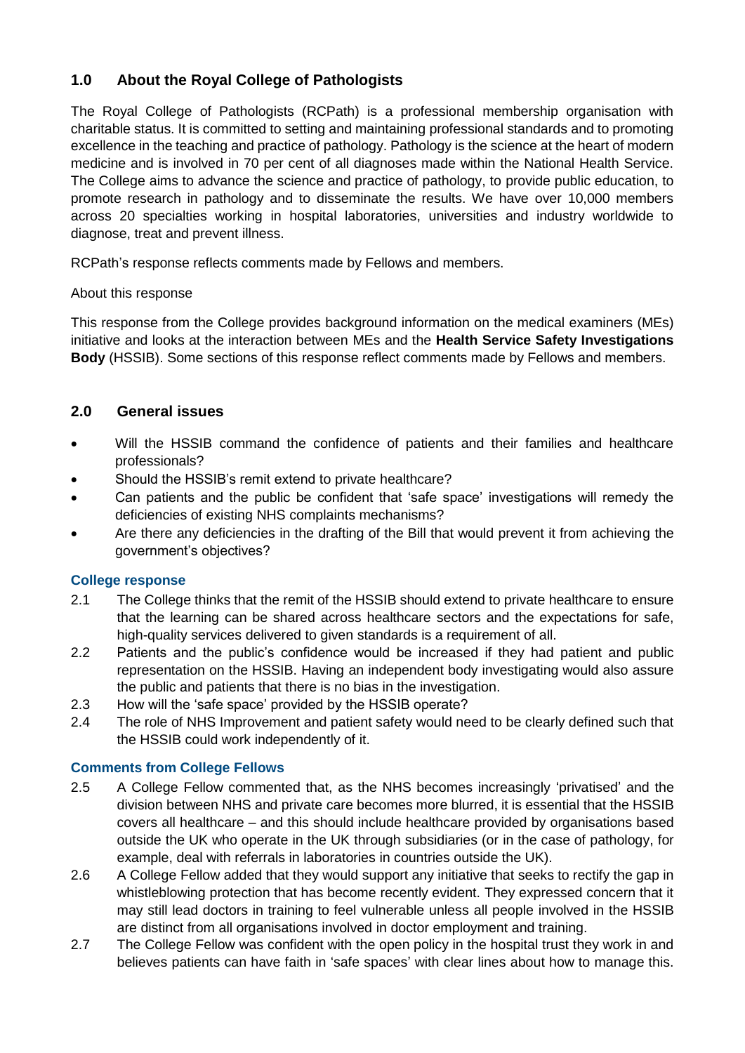## 1.0 About the Royal College of Pathologists

The Royal College of Pathologists (RCPath) is a professional membership organisation with charitable status. It is committed to setting and maintaining professional standards and to promoting excellence in the teaching and practice of pathology. Pathology is the science at the heart of modern medicine and is involved in 70 per cent of all diagnoses made within the National Health Service. The College aims to advance the science and practice of pathology, to provide public education, to promote research in pathology and to disseminate the results. We have over 10,000 members across 20 specialties working in hospital laboratories, universities and industry worldwide to diagnose, treat and prevent illness.

RCPath's response reflects comments made by Fellows and members.

About this response

This response from the College provides background information on the medical examiners (MEs) initiative and looks at the interaction between MEs and the **Health Service Safety Investigations Body** (HSSIB). Some sections of this response reflect comments made by Fellows and members.

## 2.0 General issues

- Will the HSSIB command the confidence of patients and their families and healthcare professionals?
- Should the HSSIB's remit extend to private healthcare?
- Can patients and the public be confident that 'safe space' investigations will remedy the deficiencies of existing NHS complaints mechanisms?
- Are there any deficiencies in the drafting of the Bill that would prevent it from achieving the government's objectives?

### College response

2.1 The College thinks that the remit of the HSSIB should extend to private healthcare to ensure that the learning can be shared across healthcare sectors and the expectations for safe, high-quality services delivered to given standards is a requirement of all.

2.2 Patients and the public's confidence would be increased if they had patient and public representation on the HSSIB. Having an independent body investigating would also assure the public and patients that there is no bias in the investigation.

2.3 How will the 'safe space' provided by the HSSIB operate?

2.4 The role of NHS Improvement and patient safety would need to be clearly defined such that the HSSIB could work independently of it.

### Comments from College Fellows

2.5 A College Fellow commented that, as the NHS becomes increasingly 'privatised' and the division between NHS and private care becomes more blurred, it is essential that the HSSIB covers all healthcare – and this should include healthcare provided by organisations based outside the UK who operate in the UK through subsidiaries (or in the case of pathology, for example, deal with referrals in laboratories in countries outside the UK).

2.6 A College Fellow added that they would support any initiative that seeks to rectify the gap in whistleblowing protection that has become recently evident. They expressed concern that it may still lead doctors in training to feel vulnerable unless all people involved in the HSSIB are distinct from all organisations involved in doctor employment and training.

2.7 The College Fellow was confident with the open policy in the hospital trust they work in and believes patients can have faith in 'safe spaces' with clear lines about how to manage this.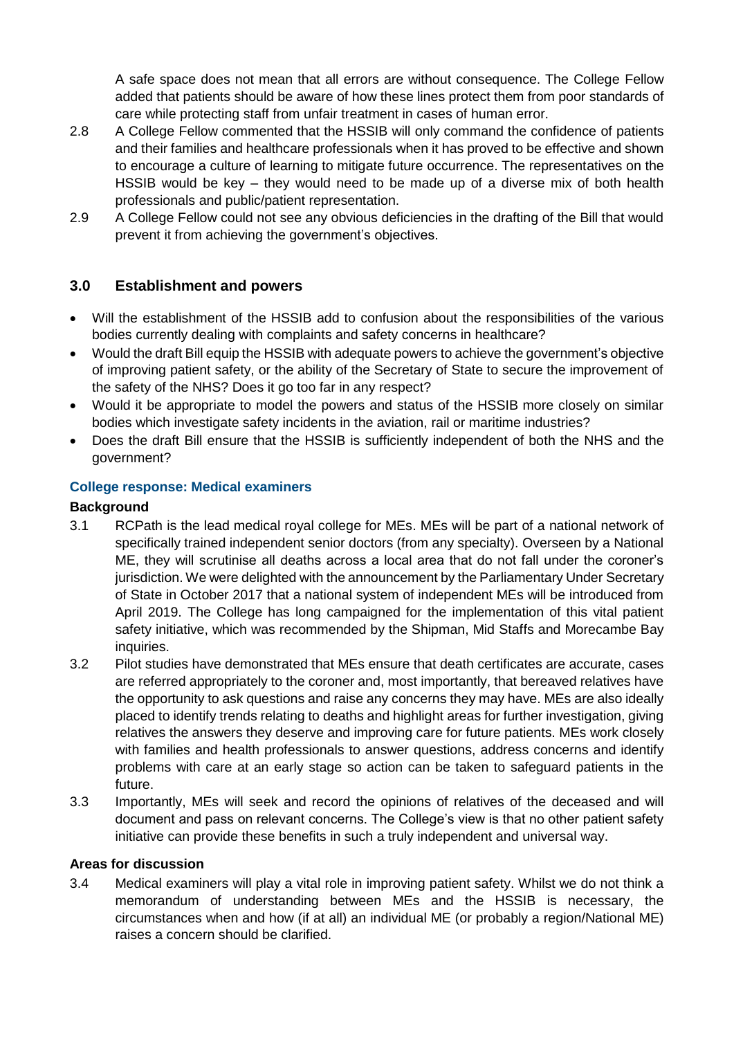A safe space does not mean that all errors are without consequence. The College Fellow added that patients should be aware of how these lines protect them from poor standards of care while protecting staff from unfair treatment in cases of human error.

2.8 A College Fellow commented that the HSSIB will only command the confidence of patients and their families and healthcare professionals when it has proved to be effective and shown to encourage a culture of learning to mitigate future occurrence. The representatives on the HSSIB would be key – they would need to be made up of a diverse mix of both health professionals and public/patient representation.

2.9 A College Fellow could not see any obvious deficiencies in the drafting of the Bill that would prevent it from achieving the government's objectives.

## 3.0 Establishment and powers

- Will the establishment of the HSSIB add to confusion about the responsibilities of the various bodies currently dealing with complaints and safety concerns in healthcare?
- Would the draft Bill equip the HSSIB with adequate powers to achieve the government's objective of improving patient safety, or the ability of the Secretary of State to secure the improvement of the safety of the NHS? Does it go too far in any respect?
- Would it be appropriate to model the powers and status of the HSSIB more closely on similar bodies which investigate safety incidents in the aviation, rail or maritime industries?
- Does the draft Bill ensure that the HSSIB is sufficiently independent of both the NHS and the government?

### College response: Medical examiners

**Background**

3.1 RCPath is the lead medical royal college for MEs. MEs will be part of a national network of specifically trained independent senior doctors (from any specialty). Overseen by a National ME, they will scrutinise all deaths across a local area that do not fall under the coroner's jurisdiction. We were delighted with the announcement by the Parliamentary Under Secretary of State in October 2017 that a national system of independent MEs will be introduced from April 2019. The College has long campaigned for the implementation of this vital patient safety initiative, which was recommended by the Shipman, Mid Staffs and Morecambe Bay inquiries.

3.2 Pilot studies have demonstrated that MEs ensure that death certificates are accurate, cases are referred appropriately to the coroner and, most importantly, that bereaved relatives have the opportunity to ask questions and raise any concerns they may have. MEs are also ideally placed to identify trends relating to deaths and highlight areas for further investigation, giving relatives the answers they deserve and improving care for future patients. MEs work closely with families and health professionals to answer questions, address concerns and identify problems with care at an early stage so action can be taken to safeguard patients in the future.

3.3 Importantly, MEs will seek and record the opinions of relatives of the deceased and will document and pass on relevant concerns. The College's view is that no other patient safety initiative can provide these benefits in such a truly independent and universal way.

**Areas for discussion**

3.4 Medical examiners will play a vital role in improving patient safety. Whilst we do not think a memorandum of understanding between MEs and the HSSIB is necessary, the circumstances when and how (if at all) an individual ME (or probably a region/National ME) raises a concern should be clarified.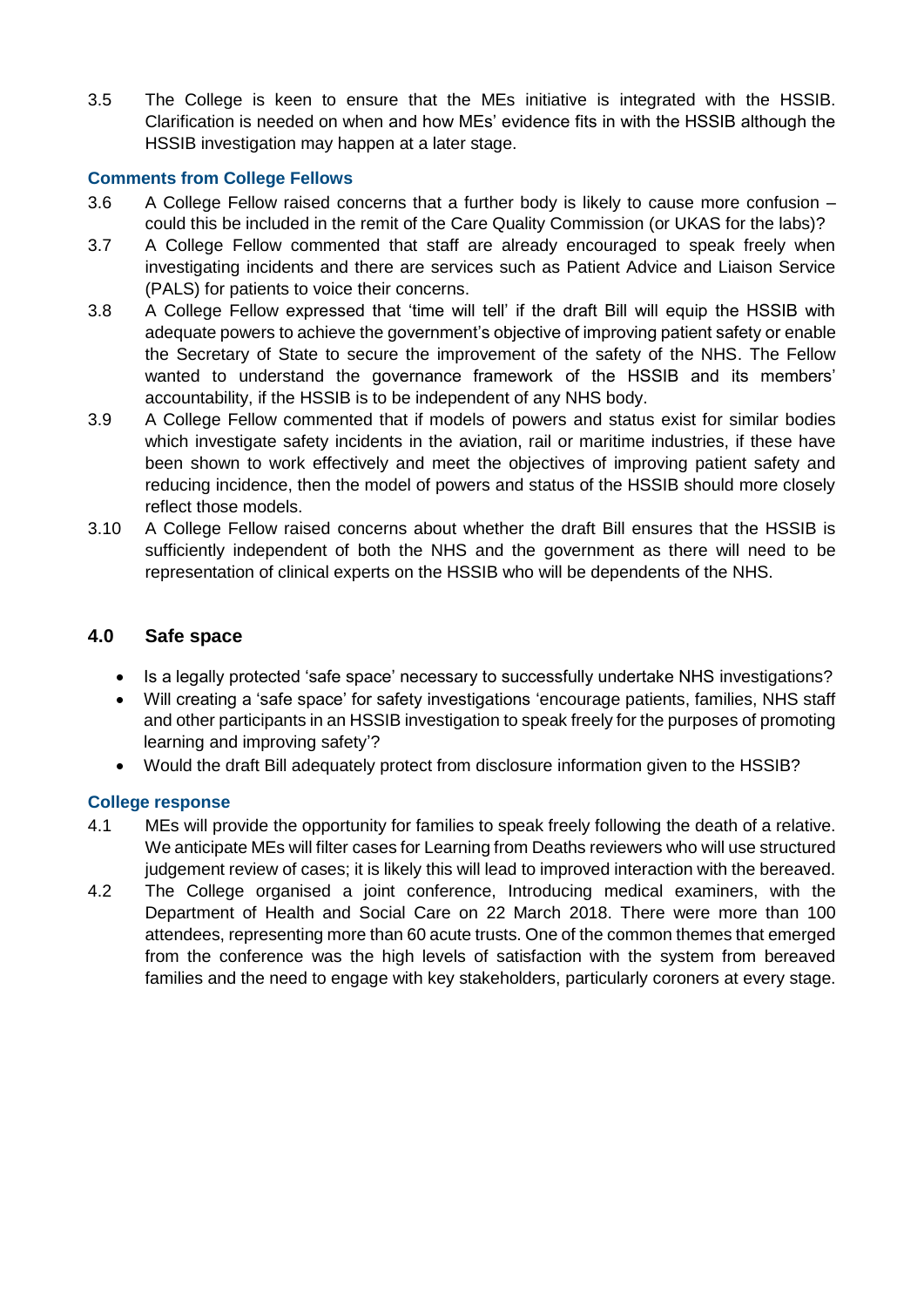3.5 The College is keen to ensure that the MEs initiative is integrated with the HSSIB. Clarification is needed on when and how MEs' evidence fits in with the HSSIB although the HSSIB investigation may happen at a later stage.

### Comments from College Fellows

3.6 A College Fellow raised concerns that a further body is likely to cause more confusion – could this be included in the remit of the Care Quality Commission (or UKAS for the labs)?

3.7 A College Fellow commented that staff are already encouraged to speak freely when investigating incidents and there are services such as Patient Advice and Liaison Service (PALS) for patients to voice their concerns.

3.8 A College Fellow expressed that 'time will tell' if the draft Bill will equip the HSSIB with adequate powers to achieve the government's objective of improving patient safety or enable the Secretary of State to secure the improvement of the safety of the NHS. The Fellow wanted to understand the governance framework of the HSSIB and its members' accountability, if the HSSIB is to be independent of any NHS body.

3.9 A College Fellow commented that if models of powers and status exist for similar bodies which investigate safety incidents in the aviation, rail or maritime industries, if these have been shown to work effectively and meet the objectives of improving patient safety and reducing incidence, then the model of powers and status of the HSSIB should more closely reflect those models.

3.10 A College Fellow raised concerns about whether the draft Bill ensures that the HSSIB is sufficiently independent of both the NHS and the government as there will need to be representation of clinical experts on the HSSIB who will be dependents of the NHS.

## 4.0 Safe space

- Is a legally protected 'safe space' necessary to successfully undertake NHS investigations?
- Will creating a 'safe space' for safety investigations 'encourage patients, families, NHS staff and other participants in an HSSIB investigation to speak freely for the purposes of promoting learning and improving safety'?
- Would the draft Bill adequately protect from disclosure information given to the HSSIB?

### College response

4.1 MEs will provide the opportunity for families to speak freely following the death of a relative. We anticipate MEs will filter cases for Learning from Deaths reviewers who will use structured judgement review of cases; it is likely this will lead to improved interaction with the bereaved.

4.2 The College organised a joint conference, Introducing medical examiners, with the Department of Health and Social Care on 22 March 2018. There were more than 100 attendees, representing more than 60 acute trusts. One of the common themes that emerged from the conference was the high levels of satisfaction with the system from bereaved families and the need to engage with key stakeholders, particularly coroners at every stage.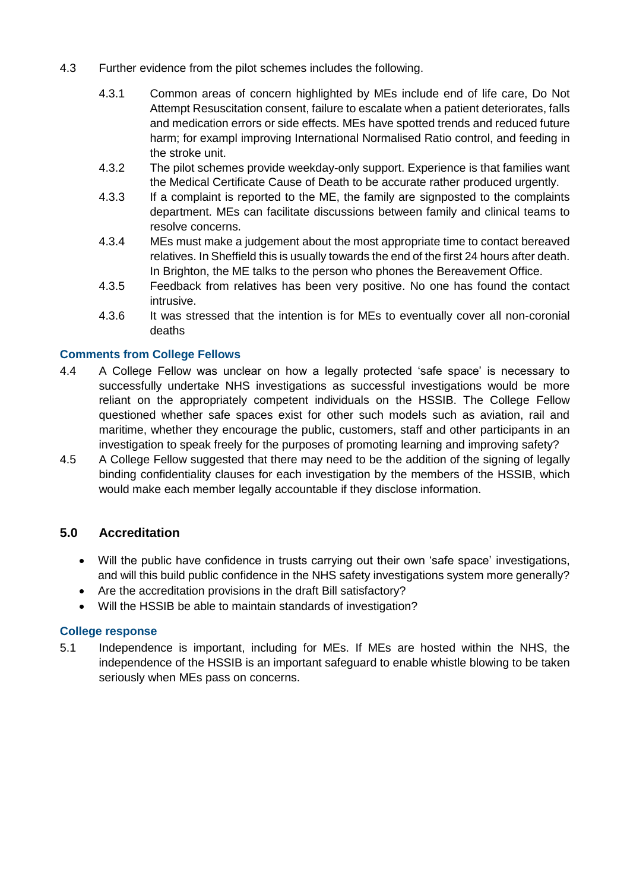4.3 Further evidence from the pilot schemes includes the following.

- 4.3.1 Common areas of concern highlighted by MEs include end of life care, Do Not Attempt Resuscitation consent, failure to escalate when a patient deteriorates, falls and medication errors or side effects. MEs have spotted trends and reduced future harm; for exampl improving International Normalised Ratio control, and feeding in the stroke unit.
- 4.3.2 The pilot schemes provide weekday-only support. Experience is that families want the Medical Certificate Cause of Death to be accurate rather produced urgently.
- 4.3.3 If a complaint is reported to the ME, the family are signposted to the complaints department. MEs can facilitate discussions between family and clinical teams to resolve concerns.
- 4.3.4 MEs must make a judgement about the most appropriate time to contact bereaved relatives. In Sheffield this is usually towards the end of the first 24 hours after death. In Brighton, the ME talks to the person who phones the Bereavement Office.
- 4.3.5 Feedback from relatives has been very positive. No one has found the contact intrusive.
- 4.3.6 It was stressed that the intention is for MEs to eventually cover all non-coronial deaths

### Comments from College Fellows

4.4 A College Fellow was unclear on how a legally protected 'safe space' is necessary to successfully undertake NHS investigations as successful investigations would be more reliant on the appropriately competent individuals on the HSSIB. The College Fellow questioned whether safe spaces exist for other such models such as aviation, rail and maritime, whether they encourage the public, customers, staff and other participants in an investigation to speak freely for the purposes of promoting learning and improving safety?

4.5 A College Fellow suggested that there may need to be the addition of the signing of legally binding confidentiality clauses for each investigation by the members of the HSSIB, which would make each member legally accountable if they disclose information.

## 5.0 Accreditation

- Will the public have confidence in trusts carrying out their own 'safe space' investigations, and will this build public confidence in the NHS safety investigations system more generally?
- Are the accreditation provisions in the draft Bill satisfactory?
- Will the HSSIB be able to maintain standards of investigation?

### College response

5.1 Independence is important, including for MEs. If MEs are hosted within the NHS, the independence of the HSSIB is an important safeguard to enable whistle blowing to be taken seriously when MEs pass on concerns.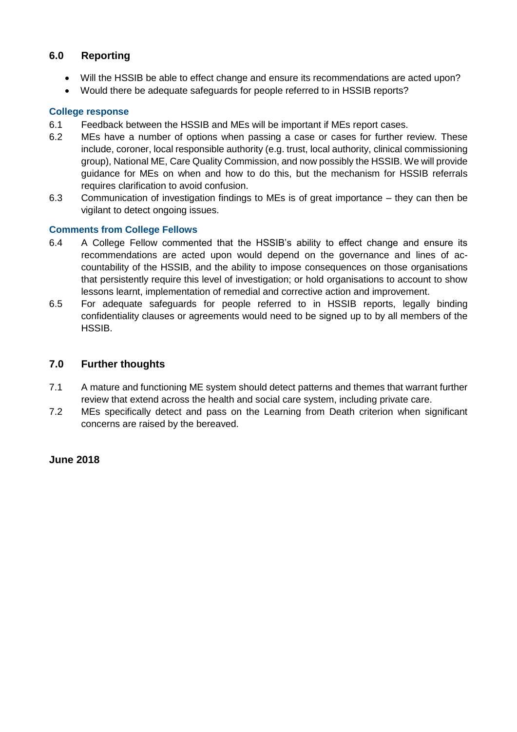## 6.0 Reporting

- Will the HSSIB be able to effect change and ensure its recommendations are acted upon?
- Would there be adequate safeguards for people referred to in HSSIB reports?

### College response

6.1 Feedback between the HSSIB and MEs will be important if MEs report cases.

6.2 MEs have a number of options when passing a case or cases for further review. These include, coroner, local responsible authority (e.g. trust, local authority, clinical commissioning group), National ME, Care Quality Commission, and now possibly the HSSIB. We will provide guidance for MEs on when and how to do this, but the mechanism for HSSIB referrals requires clarification to avoid confusion.

6.3 Communication of investigation findings to MEs is of great importance – they can then be vigilant to detect ongoing issues.

### Comments from College Fellows

6.4 A College Fellow commented that the HSSIB's ability to effect change and ensure its recommendations are acted upon would depend on the governance and lines of accountability of the HSSIB, and the ability to impose consequences on those organisations that persistently require this level of investigation; or hold organisations to account to show lessons learnt, implementation of remedial and corrective action and improvement.

6.5 For adequate safeguards for people referred to in HSSIB reports, legally binding confidentiality clauses or agreements would need to be signed up to by all members of the HSSIB.

## 7.0 Further thoughts

7.1 A mature and functioning ME system should detect patterns and themes that warrant further review that extend across the health and social care system, including private care.

7.2 MEs specifically detect and pass on the Learning from Death criterion when significant concerns are raised by the bereaved.

**June 2018**